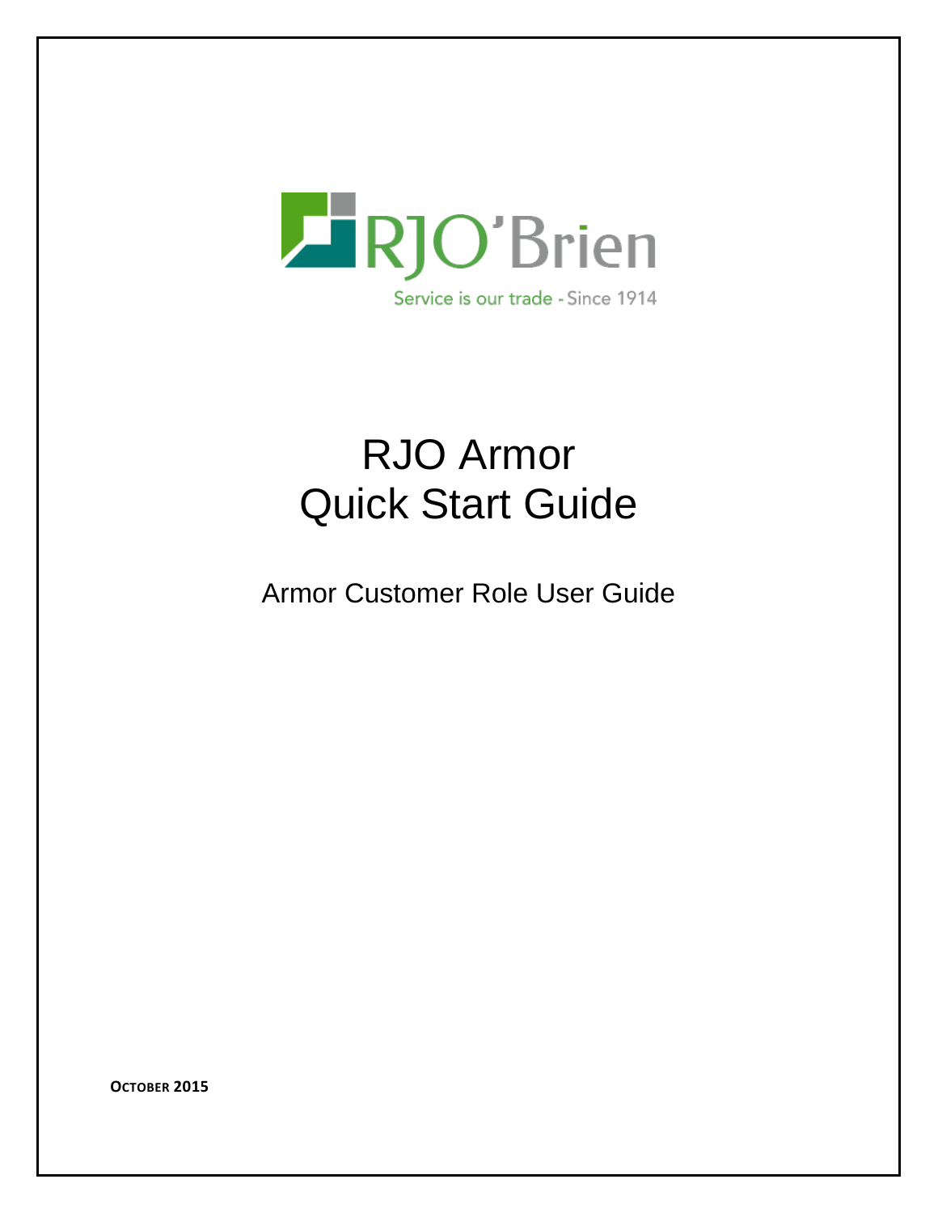RJO'Brien

Service is our trade - Since 1914

# RJO Armor
# Quick Start Guide

## Armor Customer Role User Guide

**OCTOBER 2015**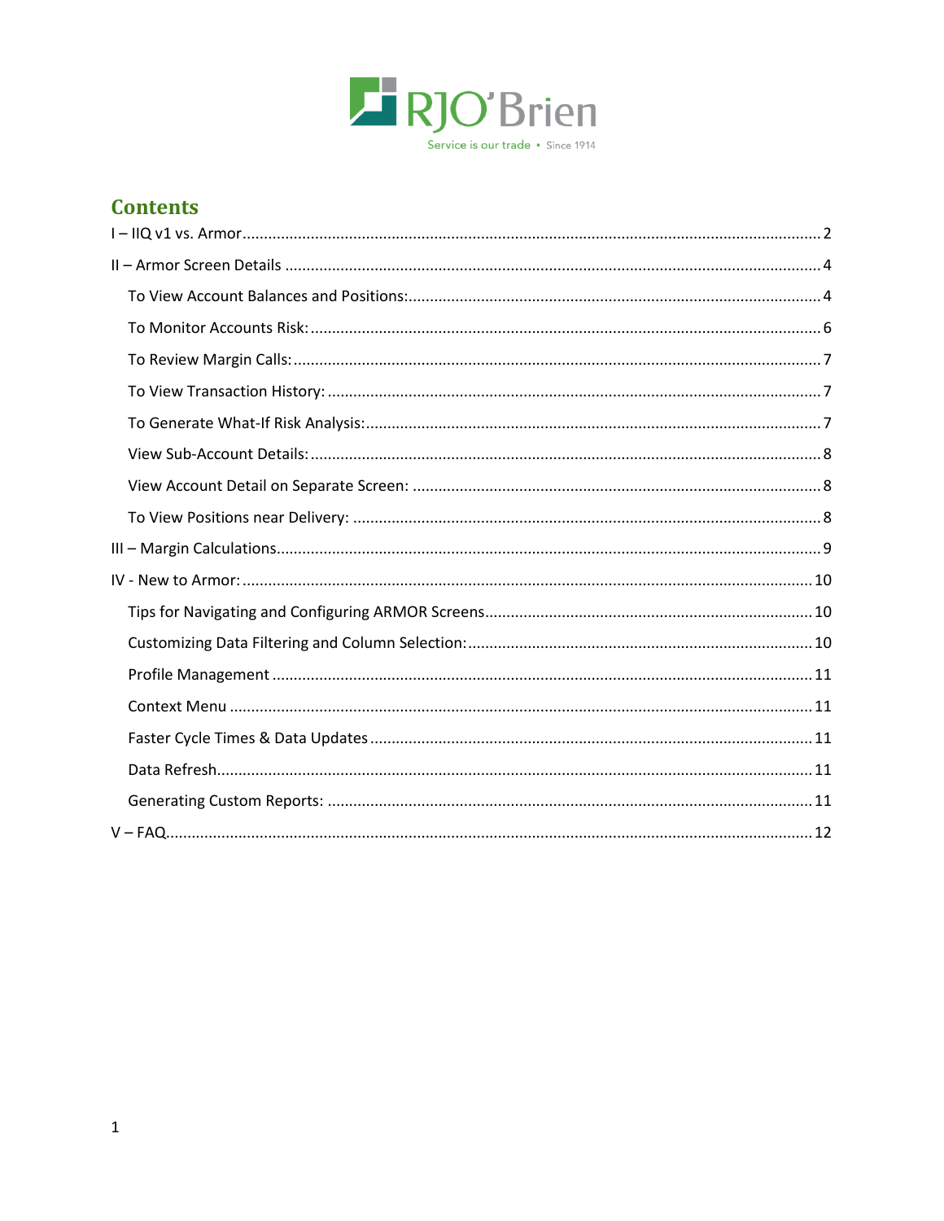RJO'Brien

Service is our trade • Since 1914

# Contents

I – IIQ v1 vs. Armor ..... 2

II – Armor Screen Details ..... 4

- To View Account Balances and Positions: ..... 4
- To Monitor Accounts Risk: ..... 6
- To Review Margin Calls: ..... 7
- To View Transaction History: ..... 7
- To Generate What-If Risk Analysis: ..... 7
- View Sub-Account Details: ..... 8
- View Account Detail on Separate Screen: ..... 8
- To View Positions near Delivery: ..... 8

III – Margin Calculations ..... 9

IV - New to Armor: ..... 10

- Tips for Navigating and Configuring ARMOR Screens ..... 10
- Customizing Data Filtering and Column Selection: ..... 10
- Profile Management ..... 11
- Context Menu ..... 11
- Faster Cycle Times & Data Updates ..... 11
- Data Refresh ..... 11
- Generating Custom Reports: ..... 11

V – FAQ ..... 12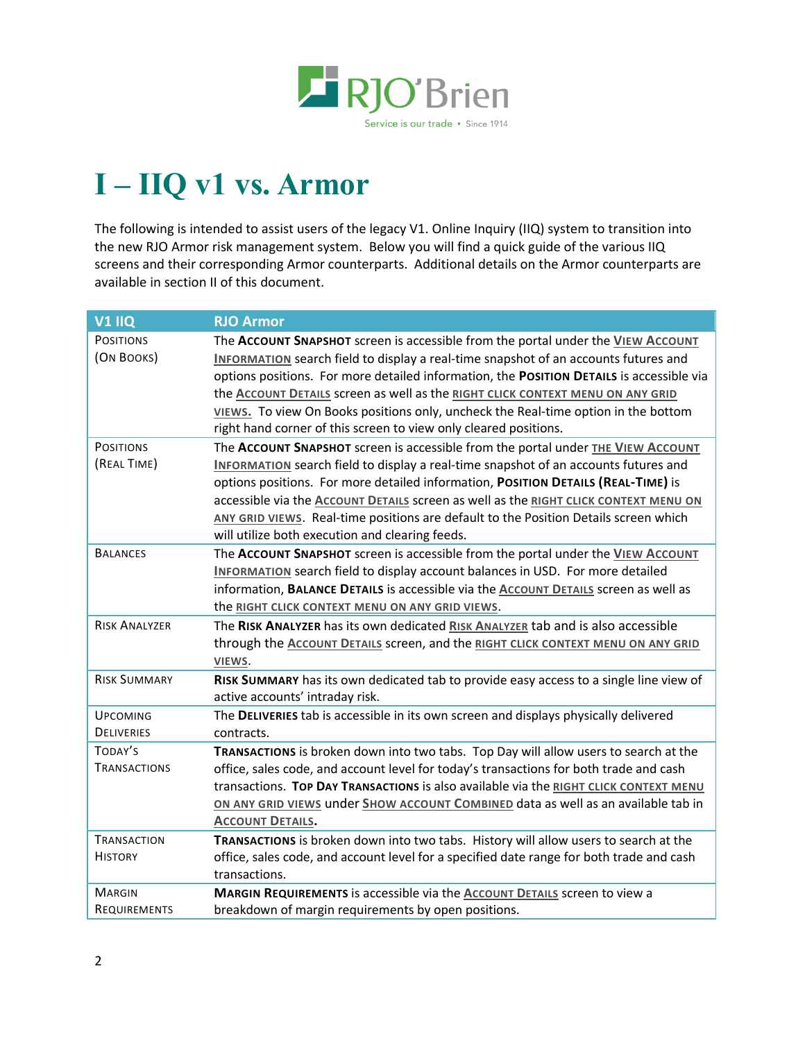# I – IIQ v1 vs. Armor

The following is intended to assist users of the legacy V1. Online Inquiry (IIQ) system to transition into the new RJO Armor risk management system. Below you will find a quick guide of the various IIQ screens and their corresponding Armor counterparts. Additional details on the Armor counterparts are available in section II of this document.

| V1 IIQ | RJO Armor |
|---|---|
| Positions (On Books) | The **Account Snapshot** screen is accessible from the portal under the View Account Information search field to display a real-time snapshot of an accounts futures and options positions. For more detailed information, the **Position Details** is accessible via the Account Details screen as well as the Right click context menu on any grid views. To view On Books positions only, uncheck the Real-time option in the bottom right hand corner of this screen to view only cleared positions. |
| Positions (Real Time) | The **Account Snapshot** screen is accessible from the portal under the View Account Information search field to display a real-time snapshot of an accounts futures and options positions. For more detailed information, **Position Details (Real-Time)** is accessible via the Account Details screen as well as the Right click context menu on any grid views. Real-time positions are default to the Position Details screen which will utilize both execution and clearing feeds. |
| Balances | The **Account Snapshot** screen is accessible from the portal under the View Account Information search field to display account balances in USD. For more detailed information, **Balance Details** is accessible via the Account Details screen as well as the Right click context menu on any grid views. |
| Risk Analyzer | The **Risk Analyzer** has its own dedicated Risk Analyzer tab and is also accessible through the Account Details screen, and the Right click context menu on any grid views. |
| Risk Summary | **Risk Summary** has its own dedicated tab to provide easy access to a single line view of active accounts' intraday risk. |
| Upcoming Deliveries | The **Deliveries** tab is accessible in its own screen and displays physically delivered contracts. |
| Today's Transactions | **Transactions** is broken down into two tabs. Top Day will allow users to search at the office, sales code, and account level for today's transactions for both trade and cash transactions. **Top Day Transactions** is also available via the Right click context menu on any grid views under Show Account Combined data as well as an available tab in Account Details. |
| Transaction History | **Transactions** is broken down into two tabs. History will allow users to search at the office, sales code, and account level for a specified date range for both trade and cash transactions. |
| Margin Requirements | **Margin Requirements** is accessible via the Account Details screen to view a breakdown of margin requirements by open positions. |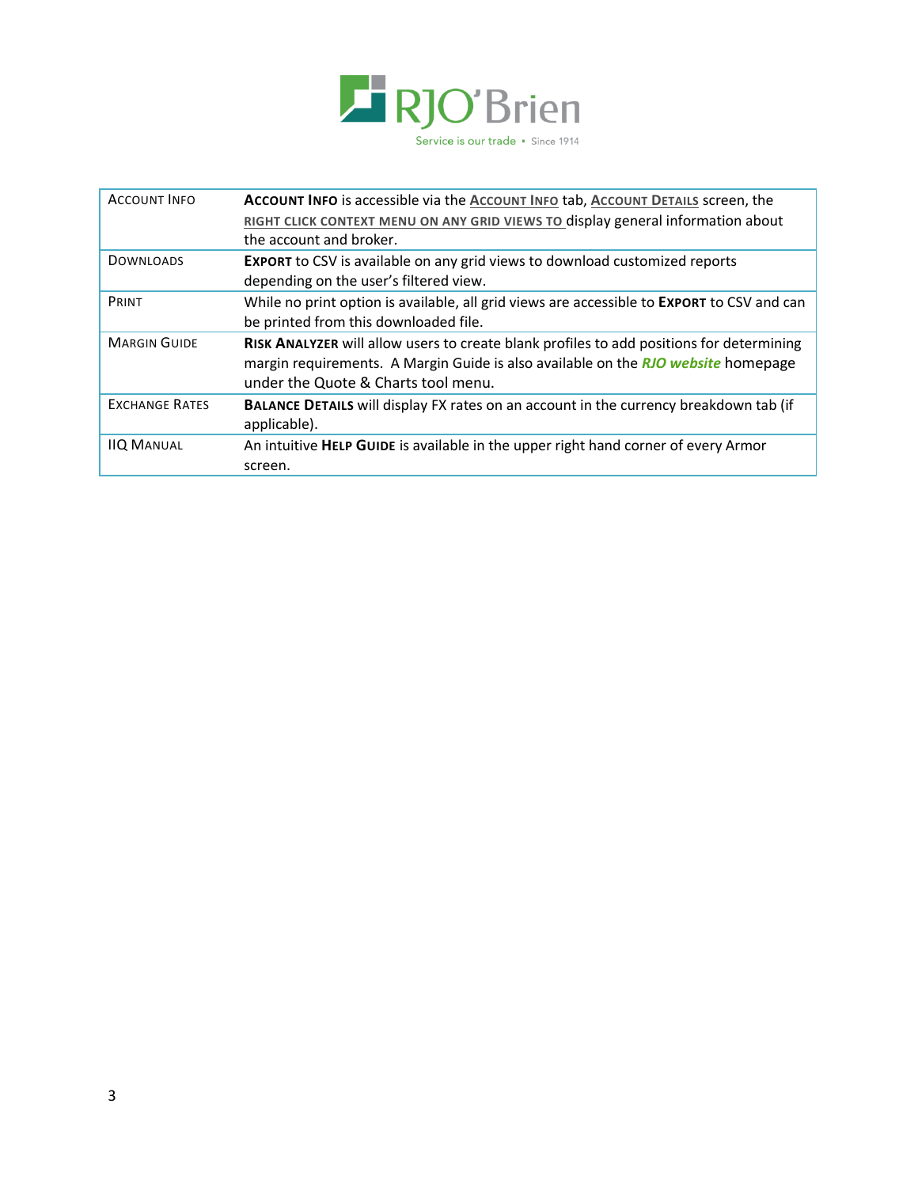| | |
|---|---|
| Account Info | **Account Info** is accessible via the Account Info tab, Account Details screen, the right click context menu on any grid views to display general information about the account and broker. |
| Downloads | **Export** to CSV is available on any grid views to download customized reports depending on the user's filtered view. |
| Print | While no print option is available, all grid views are accessible to **Export** to CSV and can be printed from this downloaded file. |
| Margin Guide | **Risk Analyzer** will allow users to create blank profiles to add positions for determining margin requirements. A Margin Guide is also available on the ***RJO website*** homepage under the Quote & Charts tool menu. |
| Exchange Rates | **Balance Details** will display FX rates on an account in the currency breakdown tab (if applicable). |
| IIQ Manual | An intuitive **Help Guide** is available in the upper right hand corner of every Armor screen. |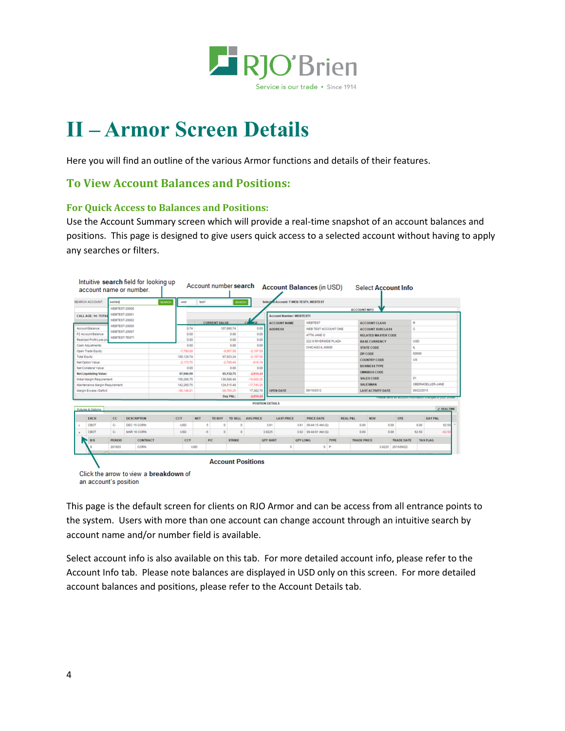# II – Armor Screen Details

Here you will find an outline of the various Armor functions and details of their features.

## To View Account Balances and Positions:

### For Quick Access to Balances and Positions:

Use the Account Summary screen which will provide a real-time snapshot of an account balances and positions. This page is designed to give users quick access to a selected account without having to apply any searches or filters.

Intuitive **search** field for looking up account name or number.

Account number **search**

**Account Balances** (in USD)

Select **Account Info**

**Account Positions**

Click the arrow to view a **breakdown** of an account's position

This page is the default screen for clients on RJO Armor and can be access from all entrance points to the system. Users with more than one account can change account through an intuitive search by account name and/or number field is available.

Select account info is also available on this tab. For more detailed account info, please refer to the Account Info tab. Please note balances are displayed in USD only on this screen. For more detailed account balances and positions, please refer to the Account Details tab.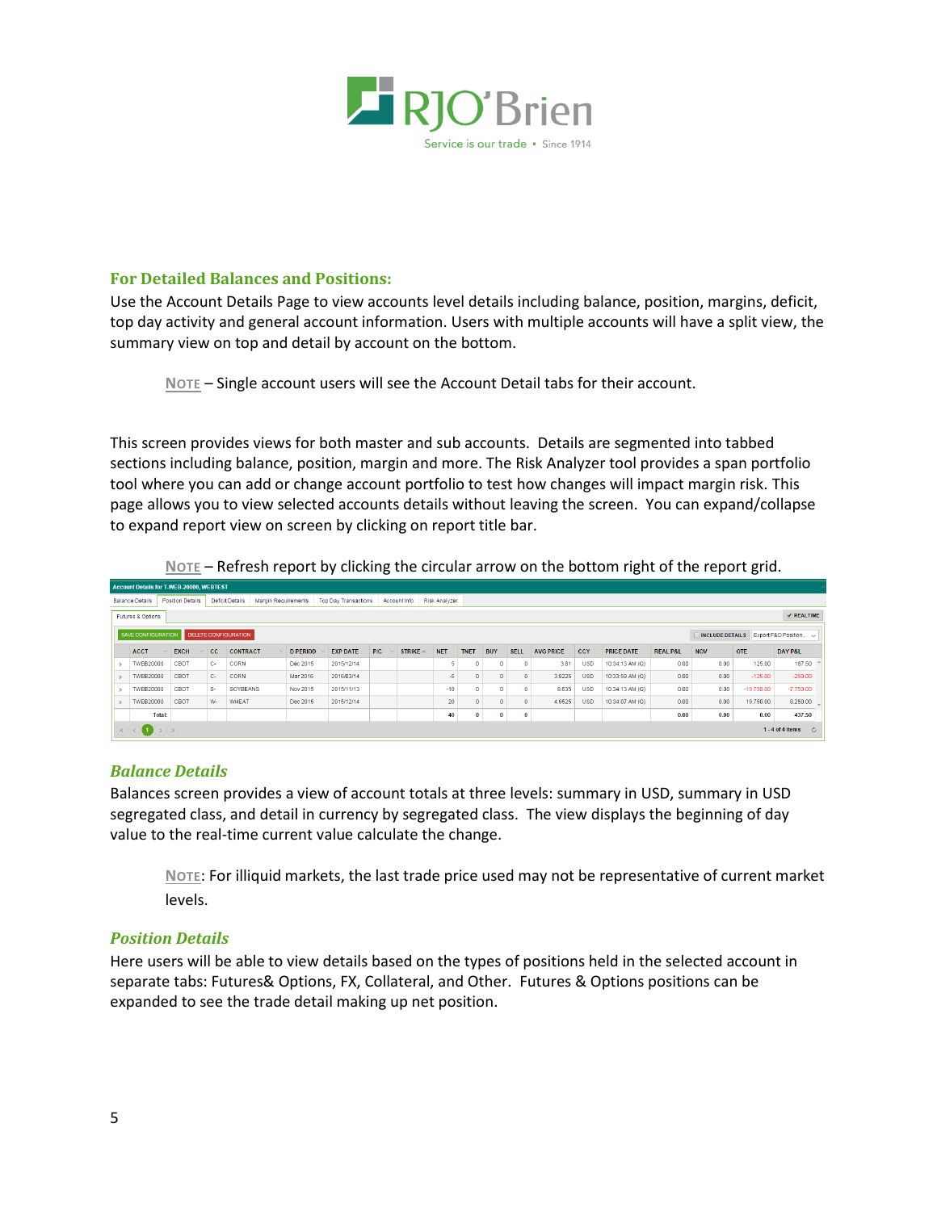## For Detailed Balances and Positions:

Use the Account Details Page to view accounts level details including balance, position, margins, deficit, top day activity and general account information. Users with multiple accounts will have a split view, the summary view on top and detail by account on the bottom.

> NOTE – Single account users will see the Account Detail tabs for their account.

This screen provides views for both master and sub accounts. Details are segmented into tabbed sections including balance, position, margin and more. The Risk Analyzer tool provides a span portfolio tool where you can add or change account portfolio to test how changes will impact margin risk. This page allows you to view selected accounts details without leaving the screen. You can expand/collapse to expand report view on screen by clicking on report title bar.

> NOTE – Refresh report by clicking the circular arrow on the bottom right of the report grid.

Account Details for T-WEB-20000, WEBTEST

Balance Details | Position Details | Deficit Details | Margin Requirements | Top Day Transactions | Account Info | Risk Analyzer

Futures & Options

SAVE CONFIGURATION | DELETE CONFIGURATION | INCLUDE DETAILS | Export P&D Position... | REALTIME

| ACCT | EXCH | CC | CONTRACT | D PERIOD | EXP DATE | P/C | STRIKE | NET | TNET | BUY | SELL | AVG PRICE | CCY | PRICE DATE | REAL P&L | NOV | OTE | DAY P&L |
|---|---|---|---|---|---|---|---|---|---|---|---|---|---|---|---|---|---|---|
| TWEB20000 | CBOT | C- | CORN | Dec 2015 | 2015/12/14 | | | 5 | 0 | 0 | 0 | 3.81 | USD | 10:34:13 AM (Q) | 0.00 | 0.00 | 125.00 | 187.50 |
| TWEB20000 | CBOT | C- | CORN | Mar 2016 | 2016/03/14 | | | -5 | 0 | 0 | 0 | 3.9225 | USD | 10:33:59 AM (Q) | 0.00 | 0.00 | -125.00 | -250.00 |
| TWEB20000 | CBOT | S- | SOYBEANS | Nov 2015 | 2015/11/13 | | | -10 | 0 | 0 | 0 | 8.635 | USD | 10:34:13 AM (Q) | 0.00 | 0.00 | -19,750.00 | -7,750.00 |
| TWEB20000 | CBOT | W- | WHEAT | Dec 2015 | 2015/12/14 | | | 20 | 0 | 0 | 0 | 4.9525 | USD | 10:34:07 AM (Q) | 0.00 | 0.00 | 19,750.00 | 8,250.00 |
| Total: | | | | | | | | 40 | 0 | 0 | 0 | | | | 0.00 | 0.00 | 0.00 | 437.50 |

1 - 4 of 4 items

### *Balance Details*

Balances screen provides a view of account totals at three levels: summary in USD, summary in USD segregated class, and detail in currency by segregated class. The view displays the beginning of day value to the real-time current value calculate the change.

> NOTE: For illiquid markets, the last trade price used may not be representative of current market levels.

### *Position Details*

Here users will be able to view details based on the types of positions held in the selected account in separate tabs: Futures& Options, FX, Collateral, and Other. Futures & Options positions can be expanded to see the trade detail making up net position.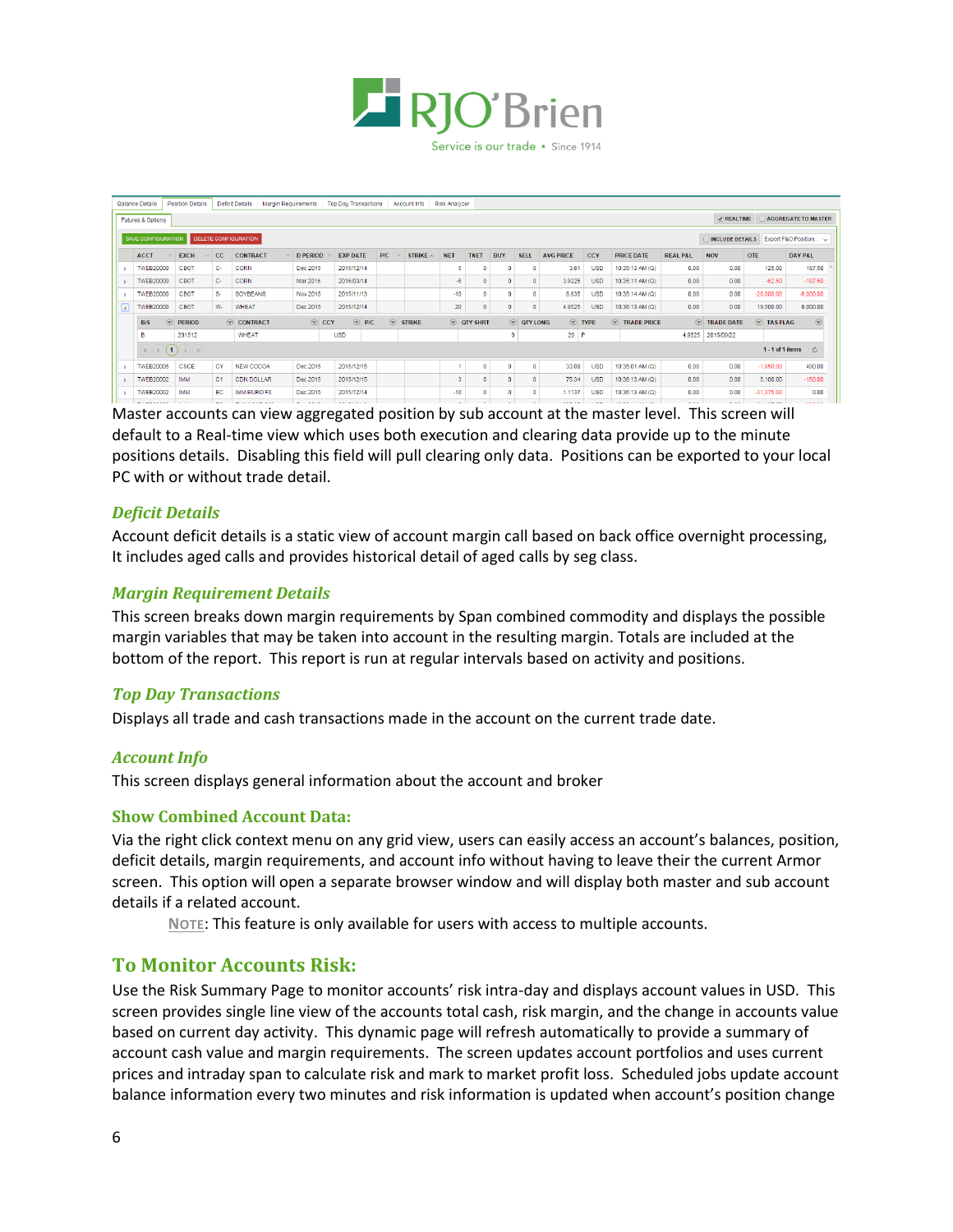Master accounts can view aggregated position by sub account at the master level. This screen will default to a Real-time view which uses both execution and clearing data provide up to the minute positions details. Disabling this field will pull clearing only data. Positions can be exported to your local PC with or without trade detail.

### *Deficit Details*

Account deficit details is a static view of account margin call based on back office overnight processing, It includes aged calls and provides historical detail of aged calls by seg class.

### *Margin Requirement Details*

This screen breaks down margin requirements by Span combined commodity and displays the possible margin variables that may be taken into account in the resulting margin. Totals are included at the bottom of the report. This report is run at regular intervals based on activity and positions.

### *Top Day Transactions*

Displays all trade and cash transactions made in the account on the current trade date.

### *Account Info*

This screen displays general information about the account and broker

### Show Combined Account Data:

Via the right click context menu on any grid view, users can easily access an account's balances, position, deficit details, margin requirements, and account info without having to leave their the current Armor screen. This option will open a separate browser window and will display both master and sub account details if a related account.

NOTE: This feature is only available for users with access to multiple accounts.

## To Monitor Accounts Risk:

Use the Risk Summary Page to monitor accounts' risk intra-day and displays account values in USD. This screen provides single line view of the accounts total cash, risk margin, and the change in accounts value based on current day activity. This dynamic page will refresh automatically to provide a summary of account cash value and margin requirements. The screen updates account portfolios and uses current prices and intraday span to calculate risk and mark to market profit loss. Scheduled jobs update account balance information every two minutes and risk information is updated when account's position change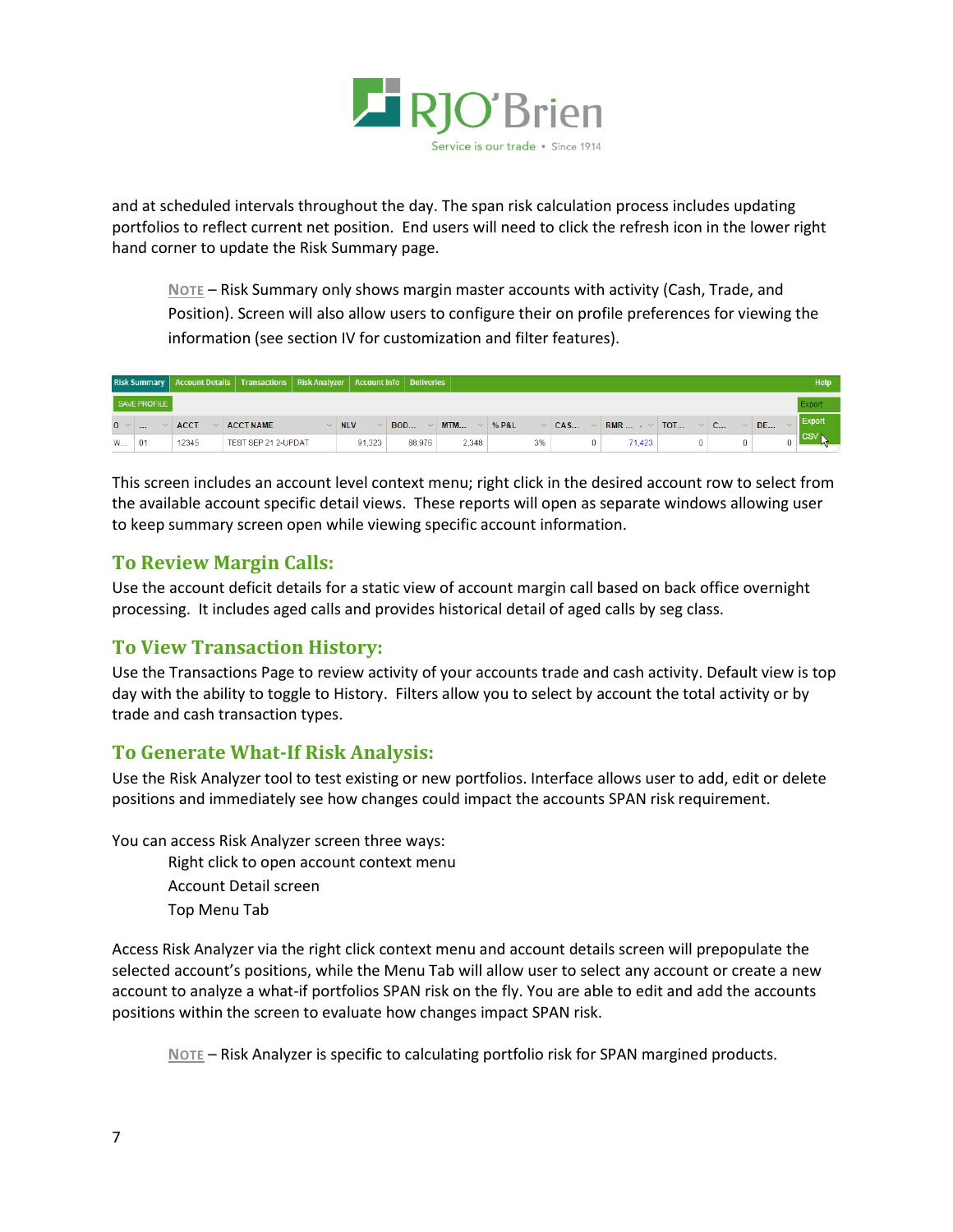and at scheduled intervals throughout the day. The span risk calculation process includes updating portfolios to reflect current net position. End users will need to click the refresh icon in the lower right hand corner to update the Risk Summary page.

> NOTE – Risk Summary only shows margin master accounts with activity (Cash, Trade, and Position). Screen will also allow users to configure their on profile preferences for viewing the information (see section IV for customization and filter features).

Risk Summary | Account Details | Transactions | Risk Analyzer | Account Info | Deliveries | Help

SAVE PROFILE | Export

| O | ... | ACCT | ACCT NAME | NLV | BOD... | MTM... | % P&L | CAS... | RMR ... | TOT... | C... | DE... |
|---|---|---|---|---|---|---|---|---|---|---|---|---|
| W... | 01 | 12345 | TEST SEP 21 2-UPDAT | 91,323 | 88,976 | 2,348 | 3% | 0 | 71,423 | 0 | 0 | 0 |

Export
CSV

This screen includes an account level context menu; right click in the desired account row to select from the available account specific detail views. These reports will open as separate windows allowing user to keep summary screen open while viewing specific account information.

## To Review Margin Calls:

Use the account deficit details for a static view of account margin call based on back office overnight processing. It includes aged calls and provides historical detail of aged calls by seg class.

## To View Transaction History:

Use the Transactions Page to review activity of your accounts trade and cash activity. Default view is top day with the ability to toggle to History. Filters allow you to select by account the total activity or by trade and cash transaction types.

## To Generate What-If Risk Analysis:

Use the Risk Analyzer tool to test existing or new portfolios. Interface allows user to add, edit or delete positions and immediately see how changes could impact the accounts SPAN risk requirement.

You can access Risk Analyzer screen three ways:

- Right click to open account context menu
- Account Detail screen
- Top Menu Tab

Access Risk Analyzer via the right click context menu and account details screen will prepopulate the selected account's positions, while the Menu Tab will allow user to select any account or create a new account to analyze a what-if portfolios SPAN risk on the fly. You are able to edit and add the accounts positions within the screen to evaluate how changes impact SPAN risk.

> NOTE – Risk Analyzer is specific to calculating portfolio risk for SPAN margined products.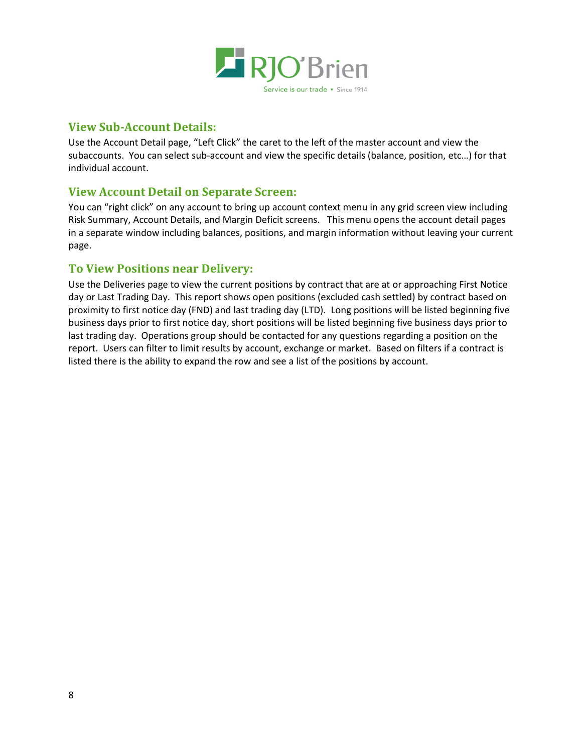## View Sub-Account Details:

Use the Account Detail page, "Left Click" the caret to the left of the master account and view the subaccounts. You can select sub-account and view the specific details (balance, position, etc…) for that individual account.

## View Account Detail on Separate Screen:

You can "right click" on any account to bring up account context menu in any grid screen view including Risk Summary, Account Details, and Margin Deficit screens. This menu opens the account detail pages in a separate window including balances, positions, and margin information without leaving your current page.

## To View Positions near Delivery:

Use the Deliveries page to view the current positions by contract that are at or approaching First Notice day or Last Trading Day. This report shows open positions (excluded cash settled) by contract based on proximity to first notice day (FND) and last trading day (LTD). Long positions will be listed beginning five business days prior to first notice day, short positions will be listed beginning five business days prior to last trading day. Operations group should be contacted for any questions regarding a position on the report. Users can filter to limit results by account, exchange or market. Based on filters if a contract is listed there is the ability to expand the row and see a list of the positions by account.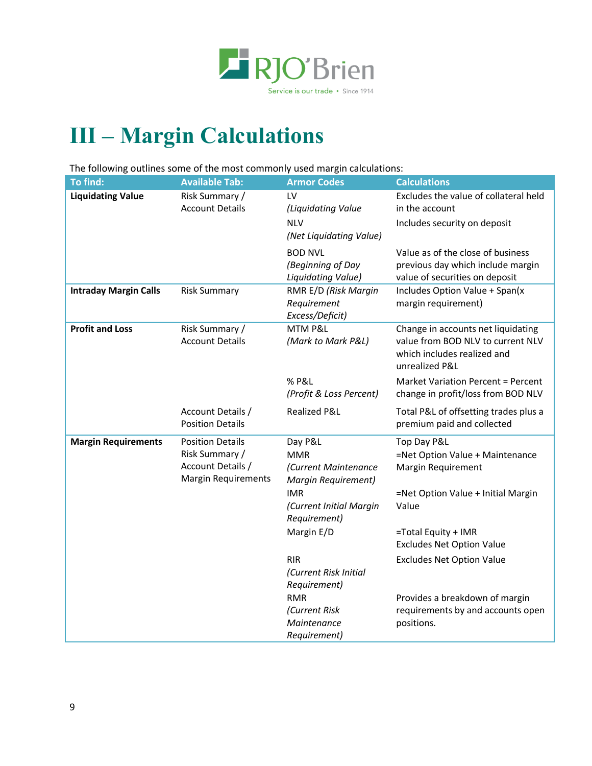# III – Margin Calculations

The following outlines some of the most commonly used margin calculations:

| To find: | Available Tab: | Armor Codes | Calculations |
|---|---|---|---|
| **Liquidating Value** | Risk Summary / Account Details | LV *(Liquidating Value* | Excludes the value of collateral held in the account |
| | | NLV *(Net Liquidating Value)* | Includes security on deposit |
| | | BOD NVL *(Beginning of Day Liquidating Value)* | Value as of the close of business previous day which include margin value of securities on deposit |
| **Intraday Margin Calls** | Risk Summary | RMR E/D *(Risk Margin Requirement Excess/Deficit)* | Includes Option Value + Span(x margin requirement) |
| **Profit and Loss** | Risk Summary / Account Details | MTM P&L *(Mark to Mark P&L)* | Change in accounts net liquidating value from BOD NLV to current NLV which includes realized and unrealized P&L |
| | | % P&L *(Profit & Loss Percent)* | Market Variation Percent = Percent change in profit/loss from BOD NLV |
| | Account Details / Position Details | Realized P&L | Total P&L of offsetting trades plus a premium paid and collected |
| **Margin Requirements** | Position Details Risk Summary / Account Details / Margin Requirements | Day P&L | Top Day P&L |
| | | MMR *(Current Maintenance Margin Requirement)* | =Net Option Value + Maintenance Margin Requirement |
| | | IMR *(Current Initial Margin Requirement)* | =Net Option Value + Initial Margin Value |
| | | Margin E/D | =Total Equity + IMR Excludes Net Option Value |
| | | RIR *(Current Risk Initial Requirement)* | Excludes Net Option Value |
| | | RMR *(Current Risk Maintenance Requirement)* | Provides a breakdown of margin requirements by and accounts open positions. |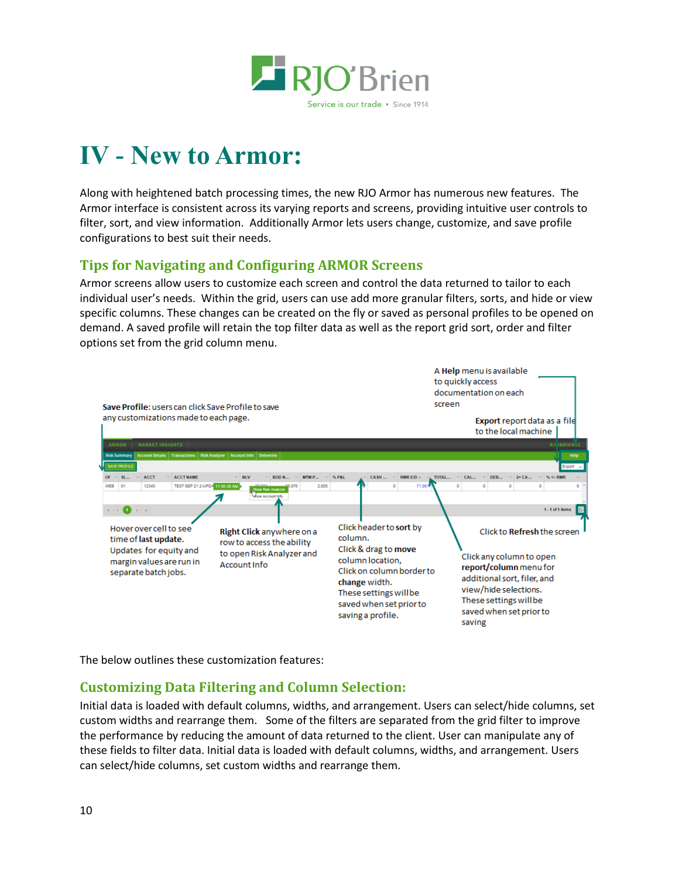# IV - New to Armor:

Along with heightened batch processing times, the new RJO Armor has numerous new features. The Armor interface is consistent across its varying reports and screens, providing intuitive user controls to filter, sort, and view information. Additionally Armor lets users change, customize, and save profile configurations to best suit their needs.

## Tips for Navigating and Configuring ARMOR Screens

Armor screens allow users to customize each screen and control the data returned to tailor to each individual user's needs. Within the grid, users can use add more granular filters, sorts, and hide or view specific columns. These changes can be created on the fly or saved as personal profiles to be opened on demand. A saved profile will retain the top filter data as well as the report grid sort, order and filter options set from the grid column menu.

**Save Profile:** users can click Save Profile to save any customizations made to each page.

A **Help** menu is available to quickly access documentation on each screen

**Export** report data as a file to the local machine

Hover over cell to see time of **last update**. Updates for equity and margin values are run in separate batch jobs.

**Right Click** anywhere on a row to access the ability to open Risk Analyzer and Account Info

Click header to **sort** by column. Click & drag to **move** column location, Click on column border to **change** width. These settings will be saved when set prior to saving a profile.

Click to **Refresh** the screen

Click any column to open **report/column** menu for additional sort, filer, and view/hide selections. These settings will be saved when set prior to saving

The below outlines these customization features:

## Customizing Data Filtering and Column Selection:

Initial data is loaded with default columns, widths, and arrangement. Users can select/hide columns, set custom widths and rearrange them. Some of the filters are separated from the grid filter to improve the performance by reducing the amount of data returned to the client. User can manipulate any of these fields to filter data. Initial data is loaded with default columns, widths, and arrangement. Users can select/hide columns, set custom widths and rearrange them.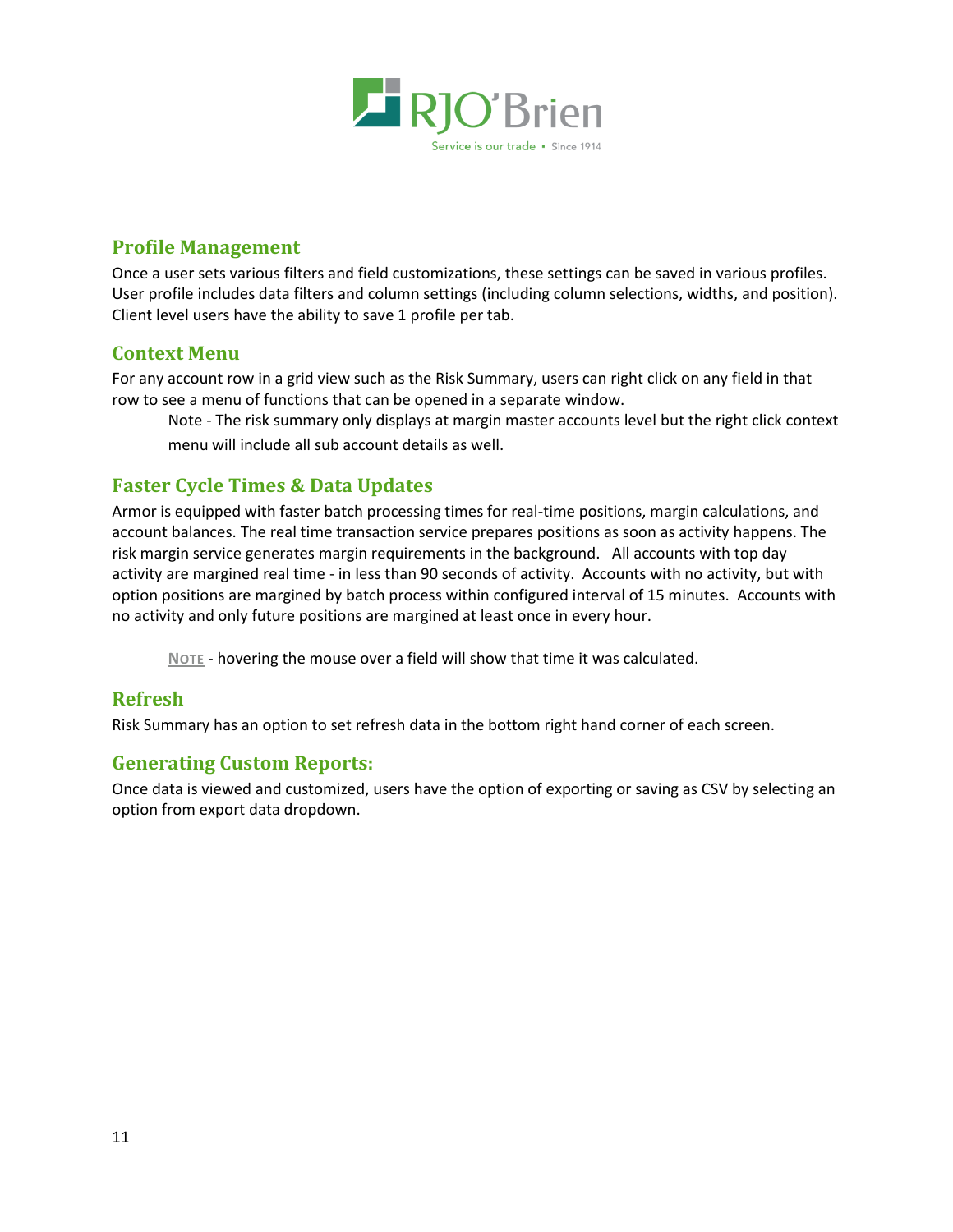## Profile Management

Once a user sets various filters and field customizations, these settings can be saved in various profiles. User profile includes data filters and column settings (including column selections, widths, and position). Client level users have the ability to save 1 profile per tab.

## Context Menu

For any account row in a grid view such as the Risk Summary, users can right click on any field in that row to see a menu of functions that can be opened in a separate window.

> Note - The risk summary only displays at margin master accounts level but the right click context menu will include all sub account details as well.

## Faster Cycle Times & Data Updates

Armor is equipped with faster batch processing times for real-time positions, margin calculations, and account balances. The real time transaction service prepares positions as soon as activity happens. The risk margin service generates margin requirements in the background. All accounts with top day activity are margined real time - in less than 90 seconds of activity. Accounts with no activity, but with option positions are margined by batch process within configured interval of 15 minutes. Accounts with no activity and only future positions are margined at least once in every hour.

> NOTE - hovering the mouse over a field will show that time it was calculated.

## Refresh

Risk Summary has an option to set refresh data in the bottom right hand corner of each screen.

## Generating Custom Reports:

Once data is viewed and customized, users have the option of exporting or saving as CSV by selecting an option from export data dropdown.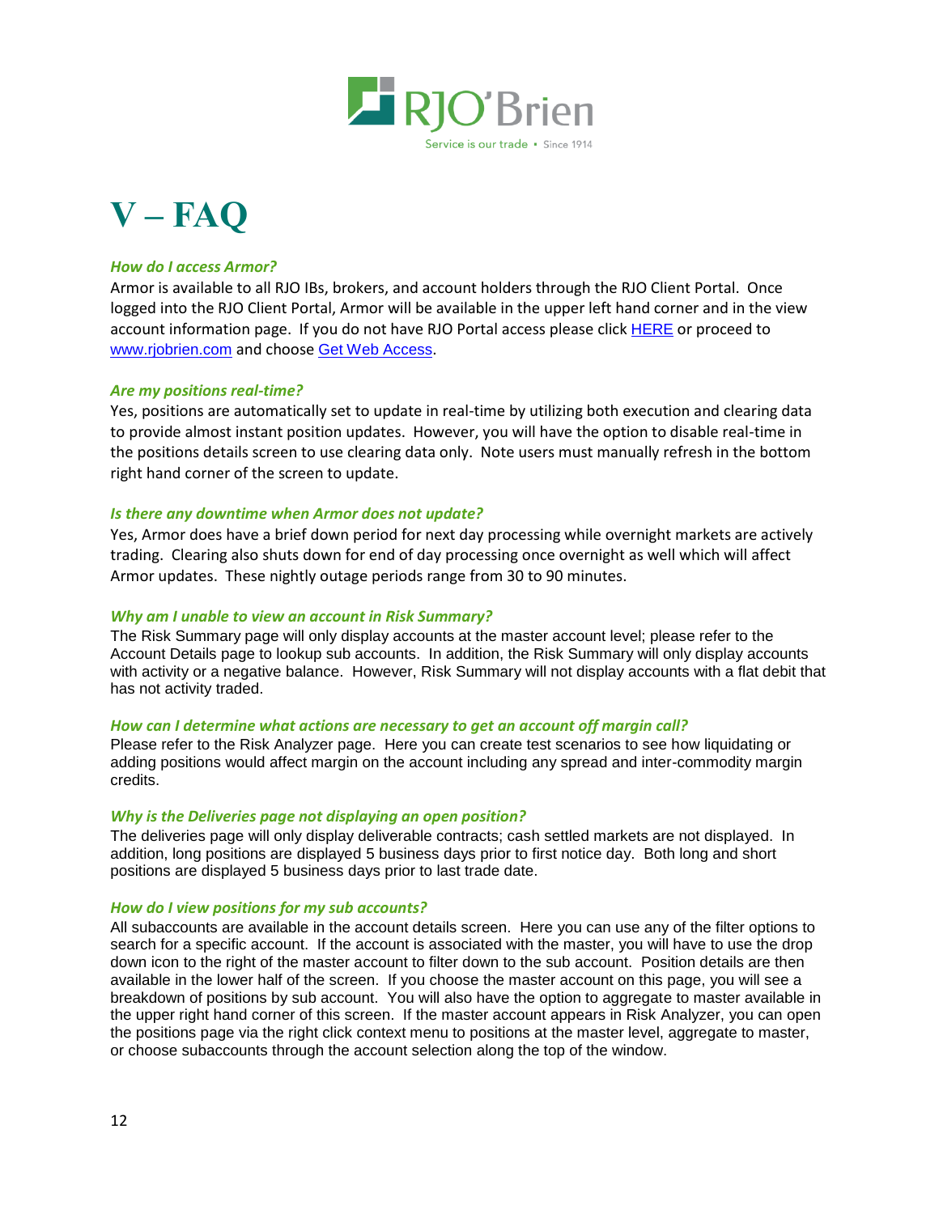# V – FAQ

***How do I access Armor?***

Armor is available to all RJO IBs, brokers, and account holders through the RJO Client Portal. Once logged into the RJO Client Portal, Armor will be available in the upper left hand corner and in the view account information page. If you do not have RJO Portal access please click HERE or proceed to www.rjobrien.com and choose Get Web Access.

***Are my positions real-time?***

Yes, positions are automatically set to update in real-time by utilizing both execution and clearing data to provide almost instant position updates. However, you will have the option to disable real-time in the positions details screen to use clearing data only. Note users must manually refresh in the bottom right hand corner of the screen to update.

***Is there any downtime when Armor does not update?***

Yes, Armor does have a brief down period for next day processing while overnight markets are actively trading. Clearing also shuts down for end of day processing once overnight as well which will affect Armor updates. These nightly outage periods range from 30 to 90 minutes.

***Why am I unable to view an account in Risk Summary?***

The Risk Summary page will only display accounts at the master account level; please refer to the Account Details page to lookup sub accounts. In addition, the Risk Summary will only display accounts with activity or a negative balance. However, Risk Summary will not display accounts with a flat debit that has not activity traded.

***How can I determine what actions are necessary to get an account off margin call?***

Please refer to the Risk Analyzer page. Here you can create test scenarios to see how liquidating or adding positions would affect margin on the account including any spread and inter-commodity margin credits.

***Why is the Deliveries page not displaying an open position?***

The deliveries page will only display deliverable contracts; cash settled markets are not displayed. In addition, long positions are displayed 5 business days prior to first notice day. Both long and short positions are displayed 5 business days prior to last trade date.

***How do I view positions for my sub accounts?***

All subaccounts are available in the account details screen. Here you can use any of the filter options to search for a specific account. If the account is associated with the master, you will have to use the drop down icon to the right of the master account to filter down to the sub account. Position details are then available in the lower half of the screen. If you choose the master account on this page, you will see a breakdown of positions by sub account. You will also have the option to aggregate to master available in the upper right hand corner of this screen. If the master account appears in Risk Analyzer, you can open the positions page via the right click context menu to positions at the master level, aggregate to master, or choose subaccounts through the account selection along the top of the window.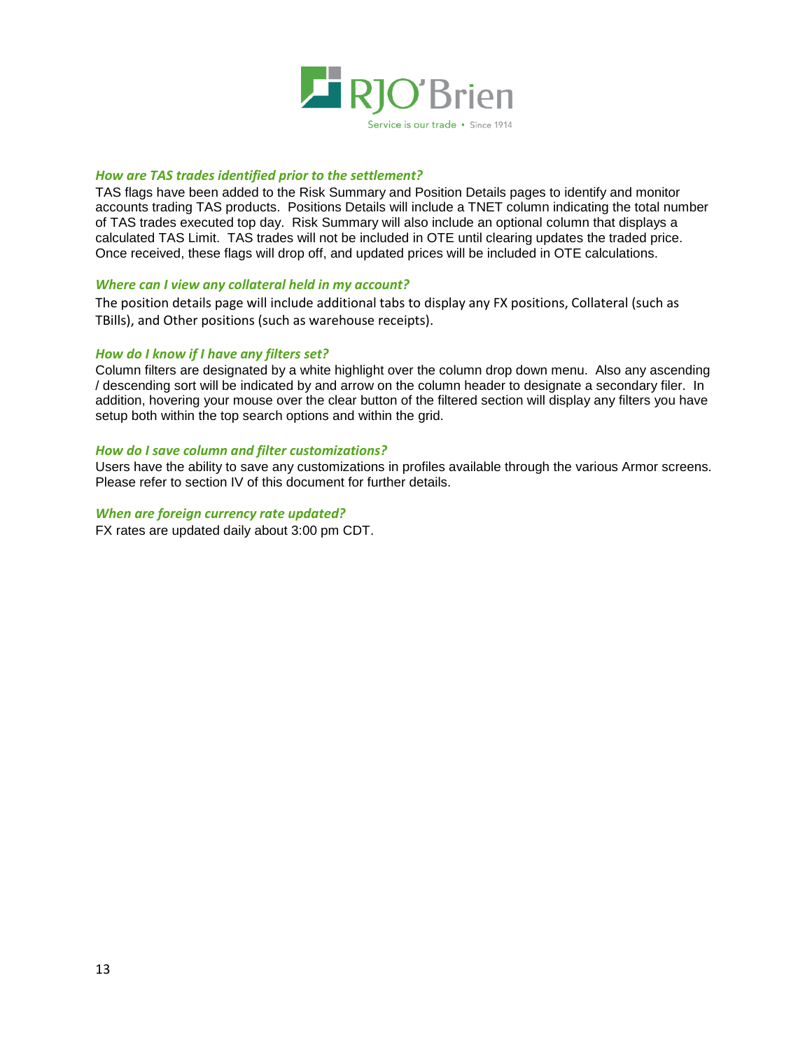***How are TAS trades identified prior to the settlement?***

TAS flags have been added to the Risk Summary and Position Details pages to identify and monitor accounts trading TAS products. Positions Details will include a TNET column indicating the total number of TAS trades executed top day. Risk Summary will also include an optional column that displays a calculated TAS Limit. TAS trades will not be included in OTE until clearing updates the traded price. Once received, these flags will drop off, and updated prices will be included in OTE calculations.

***Where can I view any collateral held in my account?***

The position details page will include additional tabs to display any FX positions, Collateral (such as TBills), and Other positions (such as warehouse receipts).

***How do I know if I have any filters set?***

Column filters are designated by a white highlight over the column drop down menu. Also any ascending / descending sort will be indicated by and arrow on the column header to designate a secondary filer. In addition, hovering your mouse over the clear button of the filtered section will display any filters you have setup both within the top search options and within the grid.

***How do I save column and filter customizations?***

Users have the ability to save any customizations in profiles available through the various Armor screens. Please refer to section IV of this document for further details.

***When are foreign currency rate updated?***

FX rates are updated daily about 3:00 pm CDT.